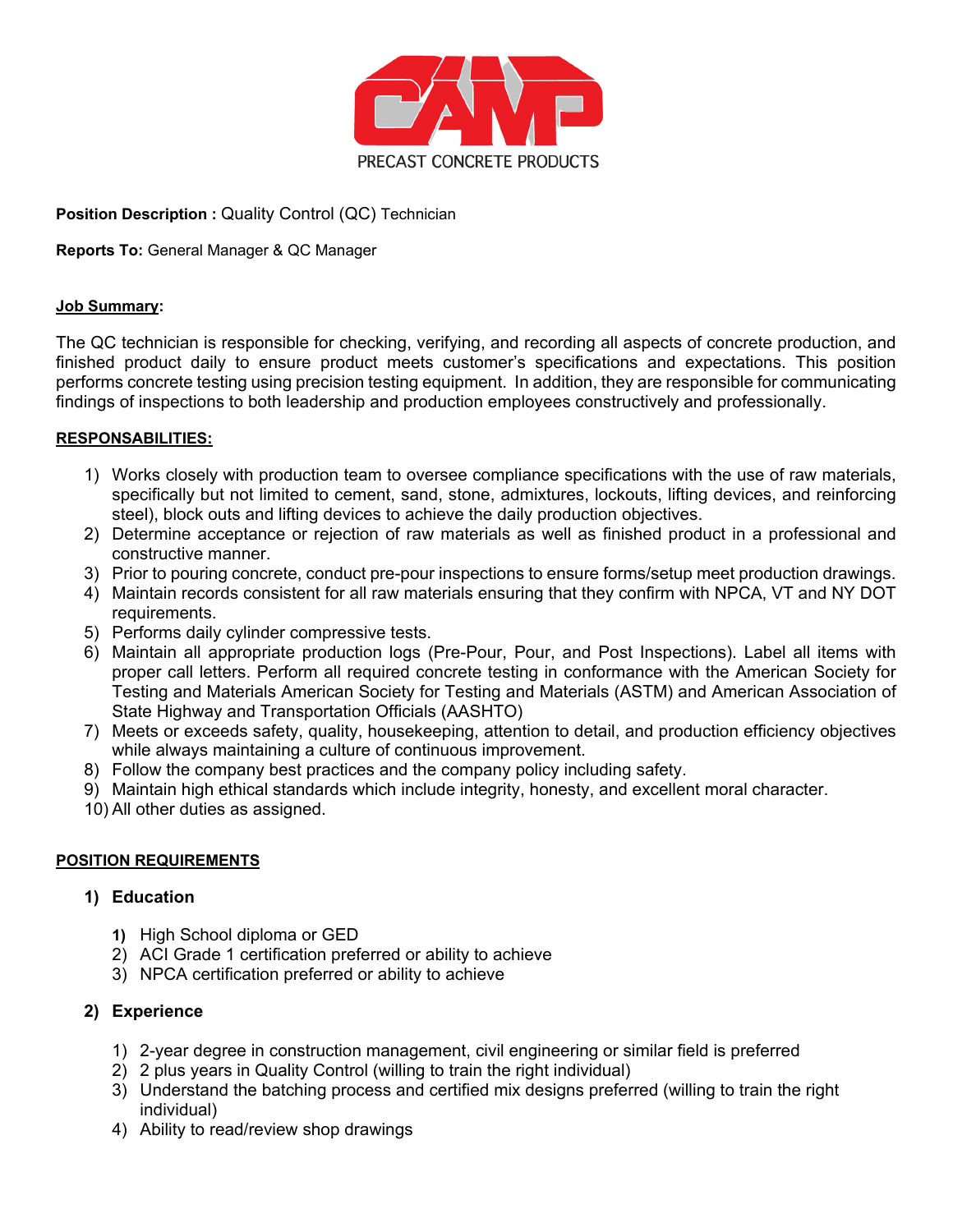CAMP

PRECAST CONCRETE PRODUCTS

**Position Description :** Quality Control (QC) Technician

**Reports To:** General Manager & QC Manager

**Job Summary:**

The QC technician is responsible for checking, verifying, and recording all aspects of concrete production, and finished product daily to ensure product meets customer's specifications and expectations. This position performs concrete testing using precision testing equipment. In addition, they are responsible for communicating findings of inspections to both leadership and production employees constructively and professionally.

**RESPONSABILITIES:**

1) Works closely with production team to oversee compliance specifications with the use of raw materials, specifically but not limited to cement, sand, stone, admixtures, lockouts, lifting devices, and reinforcing steel), block outs and lifting devices to achieve the daily production objectives.
2) Determine acceptance or rejection of raw materials as well as finished product in a professional and constructive manner.
3) Prior to pouring concrete, conduct pre-pour inspections to ensure forms/setup meet production drawings.
4) Maintain records consistent for all raw materials ensuring that they confirm with NPCA, VT and NY DOT requirements.
5) Performs daily cylinder compressive tests.
6) Maintain all appropriate production logs (Pre-Pour, Pour, and Post Inspections). Label all items with proper call letters. Perform all required concrete testing in conformance with the American Society for Testing and Materials American Society for Testing and Materials (ASTM) and American Association of State Highway and Transportation Officials (AASHTO)
7) Meets or exceeds safety, quality, housekeeping, attention to detail, and production efficiency objectives while always maintaining a culture of continuous improvement.
8) Follow the company best practices and the company policy including safety.
9) Maintain high ethical standards which include integrity, honesty, and excellent moral character.
10) All other duties as assigned.

**POSITION REQUIREMENTS**

1) **Education**

   1) High School diploma or GED
   2) ACI Grade 1 certification preferred or ability to achieve
   3) NPCA certification preferred or ability to achieve

2) **Experience**

   1) 2-year degree in construction management, civil engineering or similar field is preferred
   2) 2 plus years in Quality Control (willing to train the right individual)
   3) Understand the batching process and certified mix designs preferred (willing to train the right individual)
   4) Ability to read/review shop drawings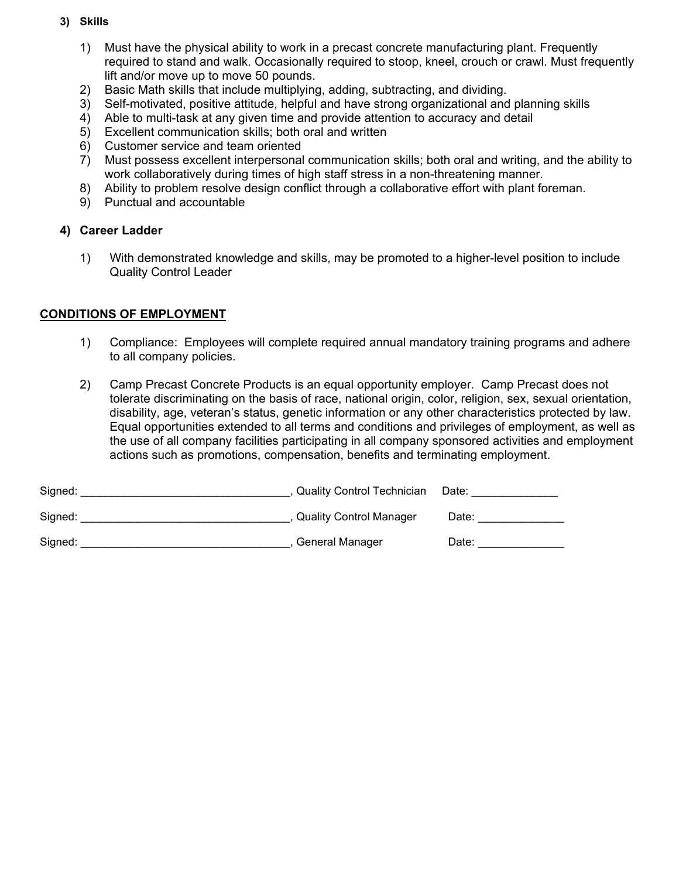### 3) Skills

1) Must have the physical ability to work in a precast concrete manufacturing plant. Frequently required to stand and walk. Occasionally required to stoop, kneel, crouch or crawl. Must frequently lift and/or move up to move 50 pounds.
2) Basic Math skills that include multiplying, adding, subtracting, and dividing.
3) Self-motivated, positive attitude, helpful and have strong organizational and planning skills
4) Able to multi-task at any given time and provide attention to accuracy and detail
5) Excellent communication skills; both oral and written
6) Customer service and team oriented
7) Must possess excellent interpersonal communication skills; both oral and writing, and the ability to work collaboratively during times of high staff stress in a non-threatening manner.
8) Ability to problem resolve design conflict through a collaborative effort with plant foreman.
9) Punctual and accountable

### 4) Career Ladder

1) With demonstrated knowledge and skills, may be promoted to a higher-level position to include Quality Control Leader

## CONDITIONS OF EMPLOYMENT

1) Compliance: Employees will complete required annual mandatory training programs and adhere to all company policies.

2) Camp Precast Concrete Products is an equal opportunity employer. Camp Precast does not tolerate discriminating on the basis of race, national origin, color, religion, sex, sexual orientation, disability, age, veteran's status, genetic information or any other characteristics protected by law. Equal opportunities extended to all terms and conditions and privileges of employment, as well as the use of all company facilities participating in all company sponsored activities and employment actions such as promotions, compensation, benefits and terminating employment.

Signed: _________________________________, Quality Control Technician Date: ______________

Signed: _________________________________, Quality Control Manager Date: ______________

Signed: _________________________________, General Manager Date: ______________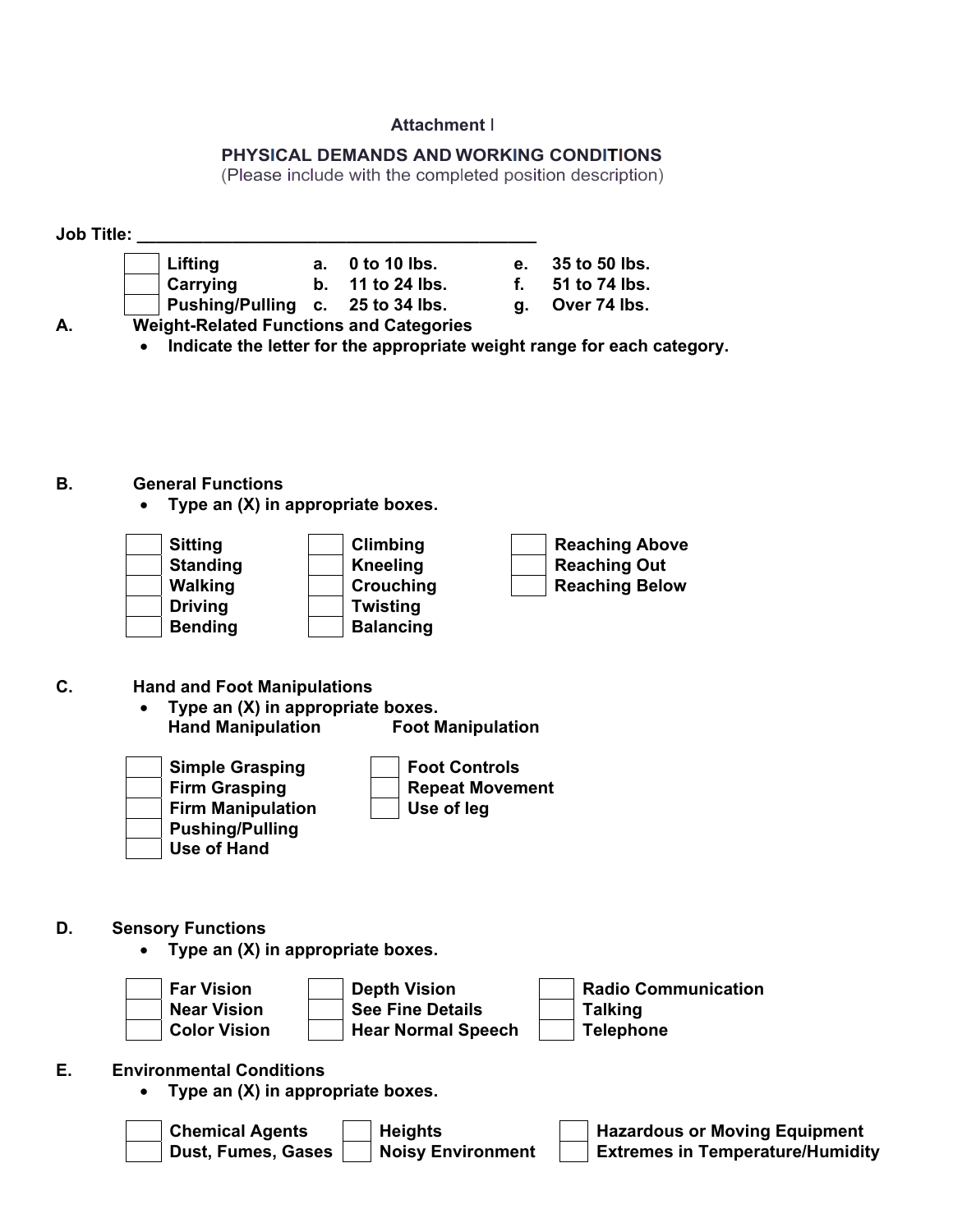**Attachment I**

**PHYSICAL DEMANDS AND WORKING CONDITIONS**
(Please include with the completed position description)

**Job Title:** ___________________________________________

| | | | | | |
|---|---|---|---|---|---|
| ☐ | **Lifting** | **a.** | **0 to 10 lbs.** | **e.** | **35 to 50 lbs.** |
| ☐ | **Carrying** | **b.** | **11 to 24 lbs.** | **f.** | **51 to 74 lbs.** |
| ☐ | **Pushing/Pulling** | **c.** | **25 to 34 lbs.** | **g.** | **Over 74 lbs.** |

**A. Weight-Related Functions and Categories**

- **Indicate the letter for the appropriate weight range for each category.**

**B. General Functions**

- **Type an (X) in appropriate boxes.**

| | | | | | |
|---|---|---|---|---|---|
| ☐ | **Sitting** | ☐ | **Climbing** | ☐ | **Reaching Above** |
| ☐ | **Standing** | ☐ | **Kneeling** | ☐ | **Reaching Out** |
| ☐ | **Walking** | ☐ | **Crouching** | ☐ | **Reaching Below** |
| ☐ | **Driving** | ☐ | **Twisting** | | |
| ☐ | **Bending** | ☐ | **Balancing** | | |

**C. Hand and Foot Manipulations**

- **Type an (X) in appropriate boxes.**

| | **Hand Manipulation** | | **Foot Manipulation** |
|---|---|---|---|
| ☐ | **Simple Grasping** | ☐ | **Foot Controls** |
| ☐ | **Firm Grasping** | ☐ | **Repeat Movement** |
| ☐ | **Firm Manipulation** | ☐ | **Use of leg** |
| ☐ | **Pushing/Pulling** | | |
| ☐ | **Use of Hand** | | |

**D. Sensory Functions**

- **Type an (X) in appropriate boxes.**

| | | | | | |
|---|---|---|---|---|---|
| ☐ | **Far Vision** | ☐ | **Depth Vision** | ☐ | **Radio Communication** |
| ☐ | **Near Vision** | ☐ | **See Fine Details** | ☐ | **Talking** |
| ☐ | **Color Vision** | ☐ | **Hear Normal Speech** | ☐ | **Telephone** |

**E. Environmental Conditions**

- **Type an (X) in appropriate boxes.**

| | | | | | |
|---|---|---|---|---|---|
| ☐ | **Chemical Agents** | ☐ | **Heights** | ☐ | **Hazardous or Moving Equipment** |
| ☐ | **Dust, Fumes, Gases** | ☐ | **Noisy Environment** | ☐ | **Extremes in Temperature/Humidity** |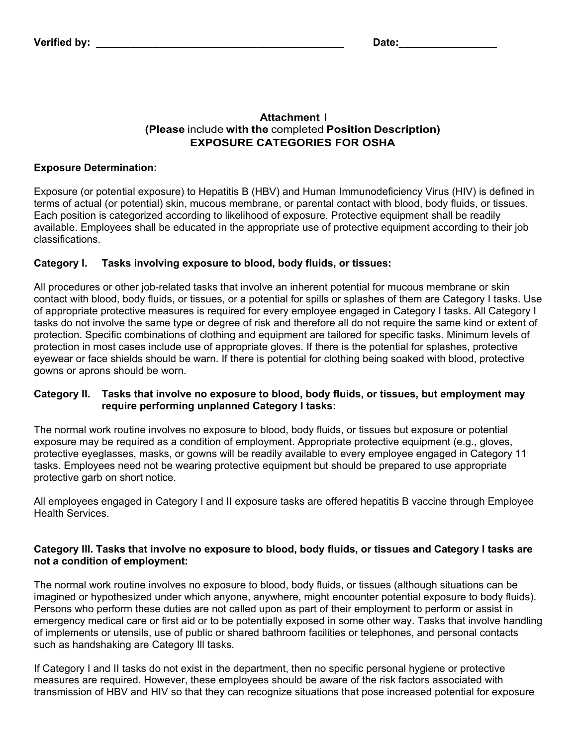**Verified by:** ____________________________________________ **Date:**_________________

**Attachment** I
**(Please** include **with the** completed **Position Description)**
**EXPOSURE CATEGORIES FOR OSHA**

**Exposure Determination:**

Exposure (or potential exposure) to Hepatitis B (HBV) and Human Immunodeficiency Virus (HIV) is defined in terms of actual (or potential) skin, mucous membrane, or parental contact with blood, body fluids, or tissues. Each position is categorized according to likelihood of exposure. Protective equipment shall be readily available. Employees shall be educated in the appropriate use of protective equipment according to their job classifications.

**Category I. Tasks involving exposure to blood, body fluids, or tissues:**

All procedures or other job-related tasks that involve an inherent potential for mucous membrane or skin contact with blood, body fluids, or tissues, or a potential for spills or splashes of them are Category I tasks. Use of appropriate protective measures is required for every employee engaged in Category I tasks. All Category I tasks do not involve the same type or degree of risk and therefore all do not require the same kind or extent of protection. Specific combinations of clothing and equipment are tailored for specific tasks. Minimum levels of protection in most cases include use of appropriate gloves. If there is the potential for splashes, protective eyewear or face shields should be warn. If there is potential for clothing being soaked with blood, protective gowns or aprons should be worn.

**Category II. Tasks that involve no exposure to blood, body fluids, or tissues, but employment may require performing unplanned Category I tasks:**

The normal work routine involves no exposure to blood, body fluids, or tissues but exposure or potential exposure may be required as a condition of employment. Appropriate protective equipment (e.g., gloves, protective eyeglasses, masks, or gowns will be readily available to every employee engaged in Category 11 tasks. Employees need not be wearing protective equipment but should be prepared to use appropriate protective garb on short notice.

All employees engaged in Category I and II exposure tasks are offered hepatitis B vaccine through Employee Health Services.

**Category III. Tasks that involve no exposure to blood, body fluids, or tissues and Category I tasks are not a condition of employment:**

The normal work routine involves no exposure to blood, body fluids, or tissues (although situations can be imagined or hypothesized under which anyone, anywhere, might encounter potential exposure to body fluids). Persons who perform these duties are not called upon as part of their employment to perform or assist in emergency medical care or first aid or to be potentially exposed in some other way. Tasks that involve handling of implements or utensils, use of public or shared bathroom facilities or telephones, and personal contacts such as handshaking are Category III tasks.

If Category I and II tasks do not exist in the department, then no specific personal hygiene or protective measures are required. However, these employees should be aware of the risk factors associated with transmission of HBV and HIV so that they can recognize situations that pose increased potential for exposure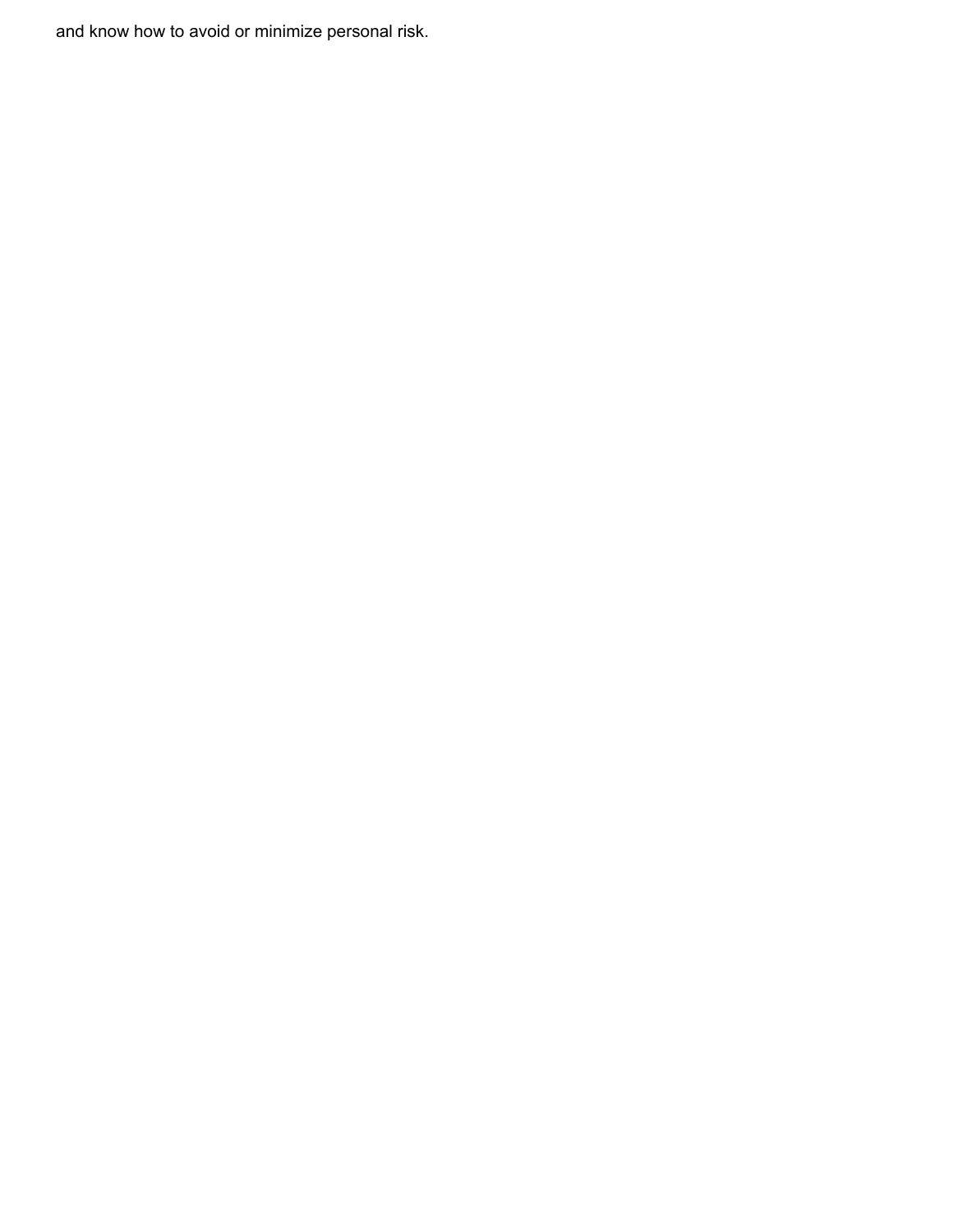and know how to avoid or minimize personal risk.